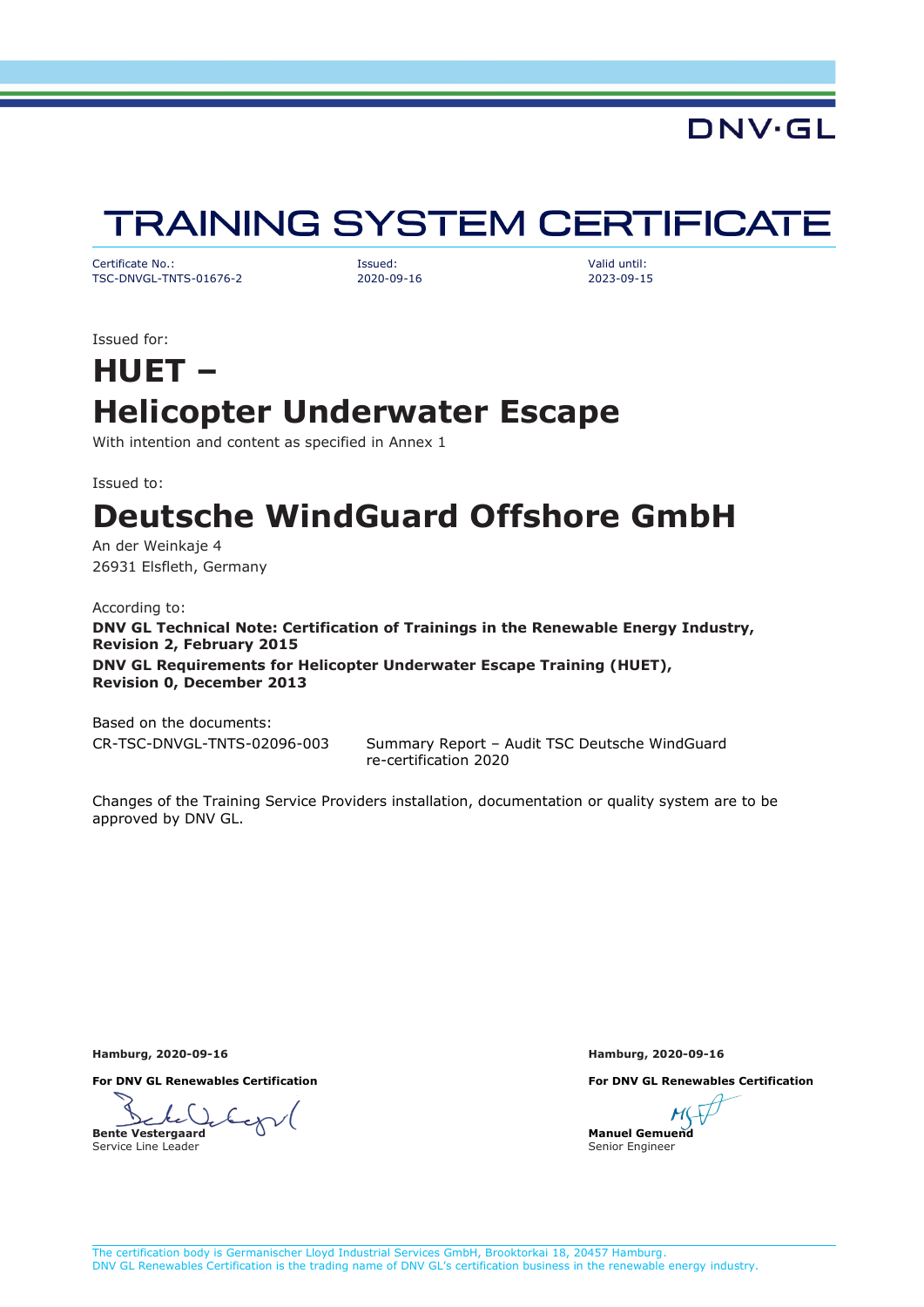DNV·GL

# TRAINING SYSTEM CERTIFICATE

| Certificate No.: | Issued: | Valid until: |
|---|---|---|
| TSC-DNVGL-TNTS-01676-2 | 2020-09-16 | 2023-09-15 |

Issued for:

## HUET – Helicopter Underwater Escape

With intention and content as specified in Annex 1

Issued to:

## Deutsche WindGuard Offshore GmbH

An der Weinkaje 4
26931 Elsfleth, Germany

According to:

**DNV GL Technical Note: Certification of Trainings in the Renewable Energy Industry, Revision 2, February 2015**

**DNV GL Requirements for Helicopter Underwater Escape Training (HUET), Revision 0, December 2013**

Based on the documents:

| | |
|---|---|
| CR-TSC-DNVGL-TNTS-02096-003 | Summary Report – Audit TSC Deutsche WindGuard re-certification 2020 |

Changes of the Training Service Providers installation, documentation or quality system are to be approved by DNV GL.

**Hamburg, 2020-09-16**

**For DNV GL Renewables Certification**

**Bente Vestergaard**
Service Line Leader

**Hamburg, 2020-09-16**

**For DNV GL Renewables Certification**

**Manuel Gemuend**
Senior Engineer

The certification body is Germanischer Lloyd Industrial Services GmbH, Brooktorkai 18, 20457 Hamburg.
DNV GL Renewables Certification is the trading name of DNV GL's certification business in the renewable energy industry.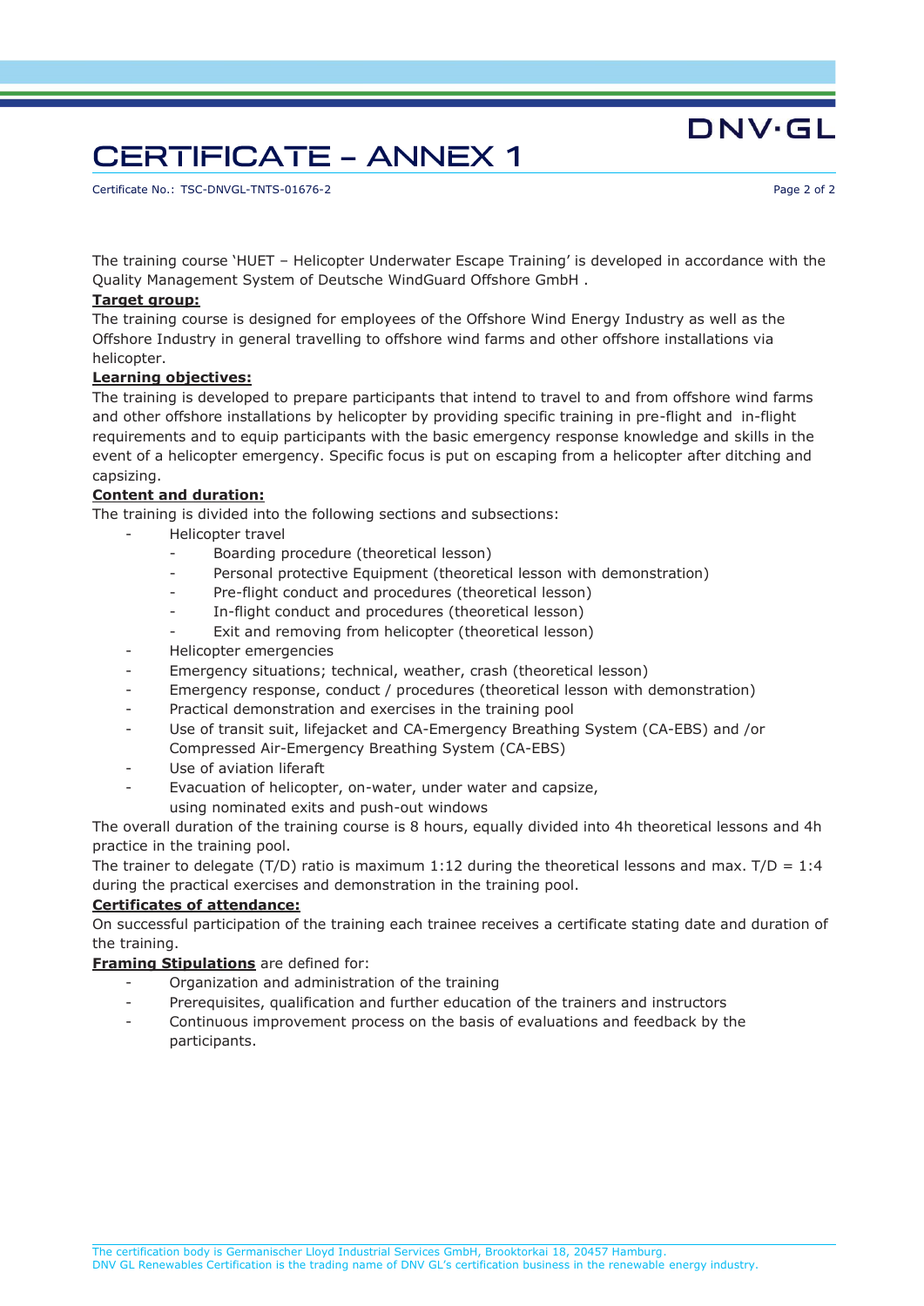# CERTIFICATE – ANNEX 1

Certificate No.: TSC-DNVGL-TNTS-01676-2

The training course 'HUET – Helicopter Underwater Escape Training' is developed in accordance with the Quality Management System of Deutsche WindGuard Offshore GmbH .

**Target group:**

The training course is designed for employees of the Offshore Wind Energy Industry as well as the Offshore Industry in general travelling to offshore wind farms and other offshore installations via helicopter.

**Learning objectives:**

The training is developed to prepare participants that intend to travel to and from offshore wind farms and other offshore installations by helicopter by providing specific training in pre-flight and in-flight requirements and to equip participants with the basic emergency response knowledge and skills in the event of a helicopter emergency. Specific focus is put on escaping from a helicopter after ditching and capsizing.

**Content and duration:**

The training is divided into the following sections and subsections:

- Helicopter travel
  - Boarding procedure (theoretical lesson)
  - Personal protective Equipment (theoretical lesson with demonstration)
  - Pre-flight conduct and procedures (theoretical lesson)
  - In-flight conduct and procedures (theoretical lesson)
  - Exit and removing from helicopter (theoretical lesson)
- Helicopter emergencies
- Emergency situations; technical, weather, crash (theoretical lesson)
- Emergency response, conduct / procedures (theoretical lesson with demonstration)
- Practical demonstration and exercises in the training pool
- Use of transit suit, lifejacket and CA-Emergency Breathing System (CA-EBS) and /or Compressed Air-Emergency Breathing System (CA-EBS)
- Use of aviation liferaft
- Evacuation of helicopter, on-water, under water and capsize, using nominated exits and push-out windows

The overall duration of the training course is 8 hours, equally divided into 4h theoretical lessons and 4h practice in the training pool.

The trainer to delegate (T/D) ratio is maximum 1:12 during the theoretical lessons and max. T/D = 1:4 during the practical exercises and demonstration in the training pool.

**Certificates of attendance:**

On successful participation of the training each trainee receives a certificate stating date and duration of the training.

**Framing Stipulations** are defined for:

- Organization and administration of the training
- Prerequisites, qualification and further education of the trainers and instructors
- Continuous improvement process on the basis of evaluations and feedback by the participants.

The certification body is Germanischer Lloyd Industrial Services GmbH, Brooktorkai 18, 20457 Hamburg.
DNV GL Renewables Certification is the trading name of DNV GL's certification business in the renewable energy industry.